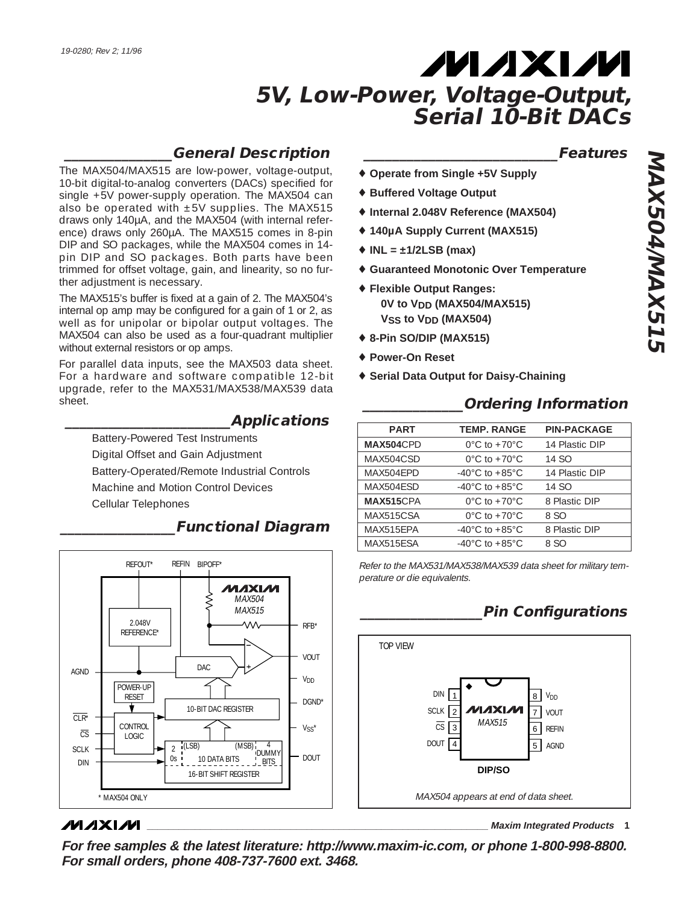19-0280; Rev 2; 11/96

# 5V, Low-Power, Voltage-Output, Serial 10-Bit DACs

## General Description

The MAX504/MAX515 are low-power, voltage-output, 10-bit digital-to-analog converters (DACs) specified for single +5V power-supply operation. The MAX504 can also be operated with ±5V supplies. The MAX515 draws only 140µA, and the MAX504 (with internal reference) draws only 260µA. The MAX515 comes in 8-pin DIP and SO packages, while the MAX504 comes in 14-pin DIP and SO packages. Both parts have been trimmed for offset voltage, gain, and linearity, so no further adjustment is necessary.

The MAX515's buffer is fixed at a gain of 2. The MAX504's internal op amp may be configured for a gain of 1 or 2, as well as for unipolar or bipolar output voltages. The MAX504 can also be used as a four-quadrant multiplier without external resistors or op amps.

For parallel data inputs, see the MAX503 data sheet. For a hardware and software compatible 12-bit upgrade, refer to the MAX531/MAX538/MAX539 data sheet.

## Applications

- Battery-Powered Test Instruments
- Digital Offset and Gain Adjustment
- Battery-Operated/Remote Industrial Controls
- Machine and Motion Control Devices
- Cellular Telephones

## Functional Diagram

REFOUT*, REFIN, BIPOFF*, 2.048V REFERENCE*, MAX504, MAX515, RFB*, VOUT, AGND, DAC, $V_{DD}$, POWER-UP RESET, 10-BIT DAC REGISTER, DGND*, $\overline{CLR}$*, CONTROL LOGIC, $V_{SS}$*, $\overline{CS}$, SCLK, DIN, 2 0s, (LSB) 10 DATA BITS (MSB), 4 DUMMY BITS, 16-BIT SHIFT REGISTER, DOUT

\* MAX504 ONLY

## Features

- ♦ Operate from Single +5V Supply
- ♦ Buffered Voltage Output
- ♦ Internal 2.048V Reference (MAX504)
- ♦ 140µA Supply Current (MAX515)
- ♦ INL = ±1/2LSB (max)
- ♦ Guaranteed Monotonic Over Temperature
- ♦ Flexible Output Ranges:
  - 0V to $V_{DD}$ (MAX504/MAX515)
  - $V_{SS}$ to $V_{DD}$ (MAX504)
- ♦ 8-Pin SO/DIP (MAX515)
- ♦ Power-On Reset
- ♦ Serial Data Output for Daisy-Chaining

## Ordering Information

| PART | TEMP. RANGE | PIN-PACKAGE |
|---|---|---|
| **MAX504**CPD | 0°C to +70°C | 14 Plastic DIP |
| MAX504CSD | 0°C to +70°C | 14 SO |
| MAX504EPD | -40°C to +85°C | 14 Plastic DIP |
| MAX504ESD | -40°C to +85°C | 14 SO |
| **MAX515**CPA | 0°C to +70°C | 8 Plastic DIP |
| MAX515CSA | 0°C to +70°C | 8 SO |
| MAX515EPA | -40°C to +85°C | 8 Plastic DIP |
| MAX515ESA | -40°C to +85°C | 8 SO |

*Refer to the MAX531/MAX538/MAX539 data sheet for military temperature or die equivalents.*

## Pin Configurations

TOP VIEW

MAX515

| Pin | Name | Pin | Name |
|---|---|---|---|
| 1 | DIN | 8 | $V_{DD}$ |
| 2 | SCLK | 7 | VOUT |
| 3 | $\overline{CS}$ | 6 | REFIN |
| 4 | DOUT | 5 | AGND |

**DIP/SO**

*MAX504 appears at end of data sheet.*

**For free samples & the latest literature: http://www.maxim-ic.com, or phone 1-800-998-8800. For small orders, phone 408-737-7600 ext. 3468.**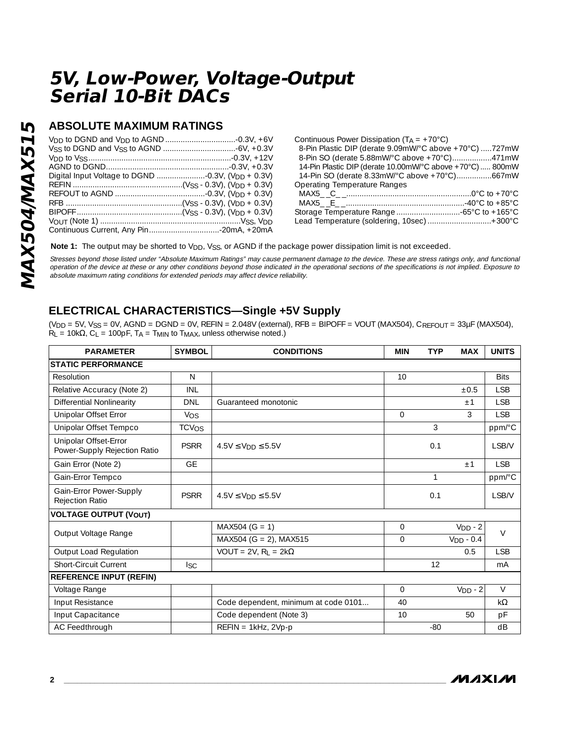# 5V, Low-Power, Voltage-Output Serial 10-Bit DACs

## ABSOLUTE MAXIMUM RATINGS

$V_{DD}$ to DGND and $V_{DD}$ to AGND ................................-0.3V, +6V
$V_{SS}$ to DGND and $V_{SS}$ to AGND .................................-6V, +0.3V
$V_{DD}$ to $V_{SS}$.................................................................-0.3V, +12V
AGND to DGND.......................................................-0.3V, +0.3V
Digital Input Voltage to DGND ......................-0.3V, ($V_{DD}$ + 0.3V)
REFIN ..................................................($V_{SS}$ - 0.3V), ($V_{DD}$ + 0.3V)
REFOUT to AGND .........................................-0.3V, ($V_{DD}$ + 0.3V)
RFB .....................................................($V_{SS}$ - 0.3V), ($V_{DD}$ + 0.3V)
BIPOFF................................................($V_{SS}$ - 0.3V), ($V_{DD}$ + 0.3V)
$V_{OUT}$ (Note 1) ...............................................................$V_{SS}$, $V_{DD}$
Continuous Current, Any Pin................................-20mA, +20mA

Continuous Power Dissipation ($T_A$ = +70°C)
8-Pin Plastic DIP (derate 9.09mW/°C above +70°C) .....727mW
8-Pin SO (derate 5.88mW/°C above +70°C)..................471mW
14-Pin Plastic DIP (derate 10.00mW/°C above +70°C)..... 800mW
14-Pin SO (derate 8.33mW/°C above +70°C)................667mW
Operating Temperature Ranges
MAX5_ _C_ _.......................................................0°C to +70°C
MAX5_ _E_ _....................................................-40°C to +85°C
Storage Temperature Range .............................-65°C to +165°C
Lead Temperature (soldering, 10sec) .............................+300°C

**Note 1:** The output may be shorted to $V_{DD}$, $V_{SS}$, or AGND if the package power dissipation limit is not exceeded.

*Stresses beyond those listed under "Absolute Maximum Ratings" may cause permanent damage to the device. These are stress ratings only, and functional operation of the device at these or any other conditions beyond those indicated in the operational sections of the specifications is not implied. Exposure to absolute maximum rating conditions for extended periods may affect device reliability.*

## ELECTRICAL CHARACTERISTICS—Single +5V Supply

($V_{DD}$ = 5V, $V_{SS}$ = 0V, AGND = DGND = 0V, REFIN = 2.048V (external), RFB = BIPOFF = VOUT (MAX504), $C_{REFOUT}$ = 33µF (MAX504), $R_L$ = 10kΩ, $C_L$ = 100pF, $T_A$ = $T_{MIN}$ to $T_{MAX}$, unless otherwise noted.)

| PARAMETER | SYMBOL | CONDITIONS | MIN | TYP | MAX | UNITS |
|---|---|---|---|---|---|---|
| **STATIC PERFORMANCE** | | | | | | |
| Resolution | N | | 10 | | | Bits |
| Relative Accuracy (Note 2) | INL | | | | ±0.5 | LSB |
| Differential Nonlinearity | DNL | Guaranteed monotonic | | | ±1 | LSB |
| Unipolar Offset Error | $V_{OS}$ | | 0 | | 3 | LSB |
| Unipolar Offset Tempco | $TCV_{OS}$ | | | 3 | | ppm/°C |
| Unipolar Offset-Error Power-Supply Rejection Ratio | PSRR | 4.5V ≤ $V_{DD}$ ≤ 5.5V | | 0.1 | | LSB/V |
| Gain Error (Note 2) | GE | | | | ±1 | LSB |
| Gain-Error Tempco | | | | 1 | | ppm/°C |
| Gain-Error Power-Supply Rejection Ratio | PSRR | 4.5V ≤ $V_{DD}$ ≤ 5.5V | | 0.1 | | LSB/V |
| **VOLTAGE OUTPUT ($V_{OUT}$)** | | | | | | |
| Output Voltage Range | | MAX504 (G = 1) | 0 | | $V_{DD}$ - 2 | V |
| | | MAX504 (G = 2), MAX515 | 0 | | $V_{DD}$ - 0.4 | |
| Output Load Regulation | | VOUT = 2V, $R_L$ = 2kΩ | | | 0.5 | LSB |
| Short-Circuit Current | $I_{SC}$ | | | 12 | | mA |
| **REFERENCE INPUT (REFIN)** | | | | | | |
| Voltage Range | | | 0 | | $V_{DD}$ - 2 | V |
| Input Resistance | | Code dependent, minimum at code 0101... | 40 | | | kΩ |
| Input Capacitance | | Code dependent (Note 3) | 10 | | 50 | pF |
| AC Feedthrough | | REFIN = 1kHz, 2Vp-p | | -80 | | dB |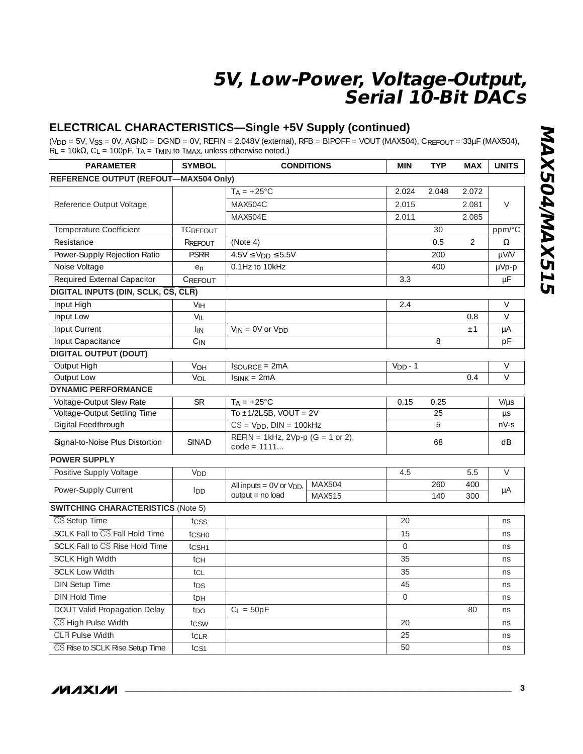## ELECTRICAL CHARACTERISTICS—Single +5V Supply (continued)

($V_{DD}$ = 5V, $V_{SS}$ = 0V, AGND = DGND = 0V, REFIN = 2.048V (external), RFB = BIPOFF = VOUT (MAX504), $C_{REFOUT}$ = 33µF (MAX504), $R_L$ = 10kΩ, $C_L$ = 100pF, $T_A$ = $T_{MIN}$ to $T_{MAX}$, unless otherwise noted.)

| PARAMETER | SYMBOL | CONDITIONS | | MIN | TYP | MAX | UNITS |
|---|---|---|---|---|---|---|---|
| **REFERENCE OUTPUT (REFOUT—MAX504 Only)** | | | | | | | |
| Reference Output Voltage | | $T_A$ = +25°C | | 2.024 | 2.048 | 2.072 | V |
| | | MAX504C | | 2.015 | | 2.081 | |
| | | MAX504E | | 2.011 | | 2.085 | |
| Temperature Coefficient | $TC_{REFOUT}$ | | | | 30 | | ppm/°C |
| Resistance | $R_{REFOUT}$ | (Note 4) | | | 0.5 | 2 | Ω |
| Power-Supply Rejection Ratio | PSRR | 4.5V ≤ $V_{DD}$ ≤ 5.5V | | | 200 | | µV/V |
| Noise Voltage | $e_n$ | 0.1Hz to 10kHz | | | 400 | | µVp-p |
| Required External Capacitor | $C_{REFOUT}$ | | | 3.3 | | | µF |
| **DIGITAL INPUTS (DIN, SCLK, $\overline{CS}$, $\overline{CLR}$)** | | | | | | | |
| Input High | $V_{IH}$ | | | 2.4 | | | V |
| Input Low | $V_{IL}$ | | | | | 0.8 | V |
| Input Current | $I_{IN}$ | $V_{IN}$ = 0V or $V_{DD}$ | | | | ±1 | µA |
| Input Capacitance | $C_{IN}$ | | | | 8 | | pF |
| **DIGITAL OUTPUT (DOUT)** | | | | | | | |
| Output High | $V_{OH}$ | $I_{SOURCE}$ = 2mA | | $V_{DD}$ - 1 | | | V |
| Output Low | $V_{OL}$ | $I_{SINK}$ = 2mA | | | | 0.4 | V |
| **DYNAMIC PERFORMANCE** | | | | | | | |
| Voltage-Output Slew Rate | SR | $T_A$ = +25°C | | 0.15 | 0.25 | | V/µs |
| Voltage-Output Settling Time | | To ±1/2LSB, VOUT = 2V | | | 25 | | µs |
| Digital Feedthrough | | $\overline{CS}$ = $V_{DD}$, DIN = 100kHz | | | 5 | | nV-s |
| Signal-to-Noise Plus Distortion | SINAD | REFIN = 1kHz, 2Vp-p (G = 1 or 2), code = 1111... | | | 68 | | dB |
| **POWER SUPPLY** | | | | | | | |
| Positive Supply Voltage | $V_{DD}$ | | | 4.5 | | 5.5 | V |
| Power-Supply Current | $I_{DD}$ | All inputs = 0V or $V_{DD}$, output = no load | MAX504 | | 260 | 400 | µA |
| | | | MAX515 | | 140 | 300 | |
| **SWITCHING CHARACTERISTICS** (Note 5) | | | | | | | |
| $\overline{CS}$ Setup Time | $t_{CSS}$ | | | 20 | | | ns |
| SCLK Fall to $\overline{CS}$ Fall Hold Time | $t_{CSH0}$ | | | 15 | | | ns |
| SCLK Fall to $\overline{CS}$ Rise Hold Time | $t_{CSH1}$ | | | 0 | | | ns |
| SCLK High Width | $t_{CH}$ | | | 35 | | | ns |
| SCLK Low Width | $t_{CL}$ | | | 35 | | | ns |
| DIN Setup Time | $t_{DS}$ | | | 45 | | | ns |
| DIN Hold Time | $t_{DH}$ | | | 0 | | | ns |
| DOUT Valid Propagation Delay | $t_{DO}$ | $C_L$ = 50pF | | | | 80 | ns |
| $\overline{CS}$ High Pulse Width | $t_{CSW}$ | | | 20 | | | ns |
| $\overline{CLR}$ Pulse Width | $t_{CLR}$ | | | 25 | | | ns |
| $\overline{CS}$ Rise to SCLK Rise Setup Time | $t_{CS1}$ | | | 50 | | | ns |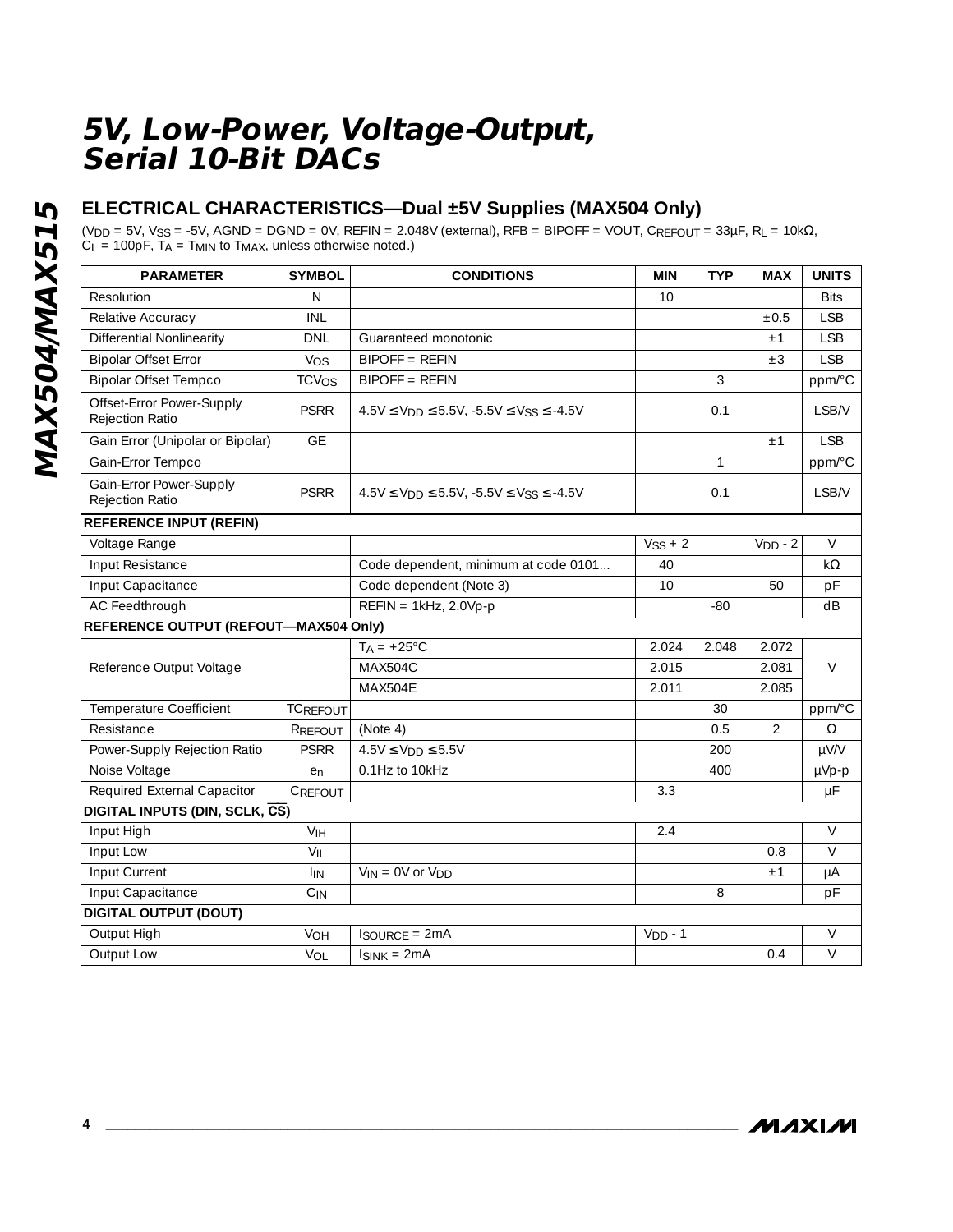# 5V, Low-Power, Voltage-Output, Serial 10-Bit DACs

## ELECTRICAL CHARACTERISTICS—Dual ±5V Supplies (MAX504 Only)

($V_{DD}$ = 5V, $V_{SS}$ = -5V, AGND = DGND = 0V, REFIN = 2.048V (external), RFB = BIPOFF = VOUT, $C_{REFOUT}$ = 33µF, $R_L$ = 10kΩ, $C_L$ = 100pF, $T_A$ = $T_{MIN}$ to $T_{MAX}$, unless otherwise noted.)

| PARAMETER | SYMBOL | CONDITIONS | MIN | TYP | MAX | UNITS |
|---|---|---|---|---|---|---|
| Resolution | N | | 10 | | | Bits |
| Relative Accuracy | INL | | | | ±0.5 | LSB |
| Differential Nonlinearity | DNL | Guaranteed monotonic | | | ±1 | LSB |
| Bipolar Offset Error | $V_{OS}$ | BIPOFF = REFIN | | | ±3 | LSB |
| Bipolar Offset Tempco | $TCV_{OS}$ | BIPOFF = REFIN | | 3 | | ppm/°C |
| Offset-Error Power-Supply Rejection Ratio | PSRR | 4.5V ≤ $V_{DD}$ ≤ 5.5V, -5.5V ≤ $V_{SS}$ ≤ -4.5V | | 0.1 | | LSB/V |
| Gain Error (Unipolar or Bipolar) | GE | | | | ±1 | LSB |
| Gain-Error Tempco | | | | 1 | | ppm/°C |
| Gain-Error Power-Supply Rejection Ratio | PSRR | 4.5V ≤ $V_{DD}$ ≤ 5.5V, -5.5V ≤ $V_{SS}$ ≤ -4.5V | | 0.1 | | LSB/V |
| **REFERENCE INPUT (REFIN)** | | | | | | |
| Voltage Range | | | $V_{SS}$ + 2 | | $V_{DD}$ - 2 | V |
| Input Resistance | | Code dependent, minimum at code 0101... | 40 | | | kΩ |
| Input Capacitance | | Code dependent (Note 3) | 10 | | 50 | pF |
| AC Feedthrough | | REFIN = 1kHz, 2.0Vp-p | | -80 | | dB |
| **REFERENCE OUTPUT (REFOUT—MAX504 Only)** | | | | | | |
| Reference Output Voltage | | $T_A$ = +25°C | 2.024 | 2.048 | 2.072 | V |
| | | MAX504C | 2.015 | | 2.081 | |
| | | MAX504E | 2.011 | | 2.085 | |
| Temperature Coefficient | $TC_{REFOUT}$ | | | 30 | | ppm/°C |
| Resistance | $R_{REFOUT}$ | (Note 4) | | 0.5 | 2 | Ω |
| Power-Supply Rejection Ratio | PSRR | 4.5V ≤ $V_{DD}$ ≤ 5.5V | | 200 | | µV/V |
| Noise Voltage | $e_n$ | 0.1Hz to 10kHz | | 400 | | µVp-p |
| Required External Capacitor | $C_{REFOUT}$ | | 3.3 | | | µF |
| **DIGITAL INPUTS (DIN, SCLK, $\overline{CS}$)** | | | | | | |
| Input High | $V_{IH}$ | | 2.4 | | | V |
| Input Low | $V_{IL}$ | | | | 0.8 | V |
| Input Current | $I_{IN}$ | $V_{IN}$ = 0V or $V_{DD}$ | | | ±1 | µA |
| Input Capacitance | $C_{IN}$ | | | 8 | | pF |
| **DIGITAL OUTPUT (DOUT)** | | | | | | |
| Output High | $V_{OH}$ | $I_{SOURCE}$ = 2mA | $V_{DD}$ - 1 | | | V |
| Output Low | $V_{OL}$ | $I_{SINK}$ = 2mA | | | 0.4 | V |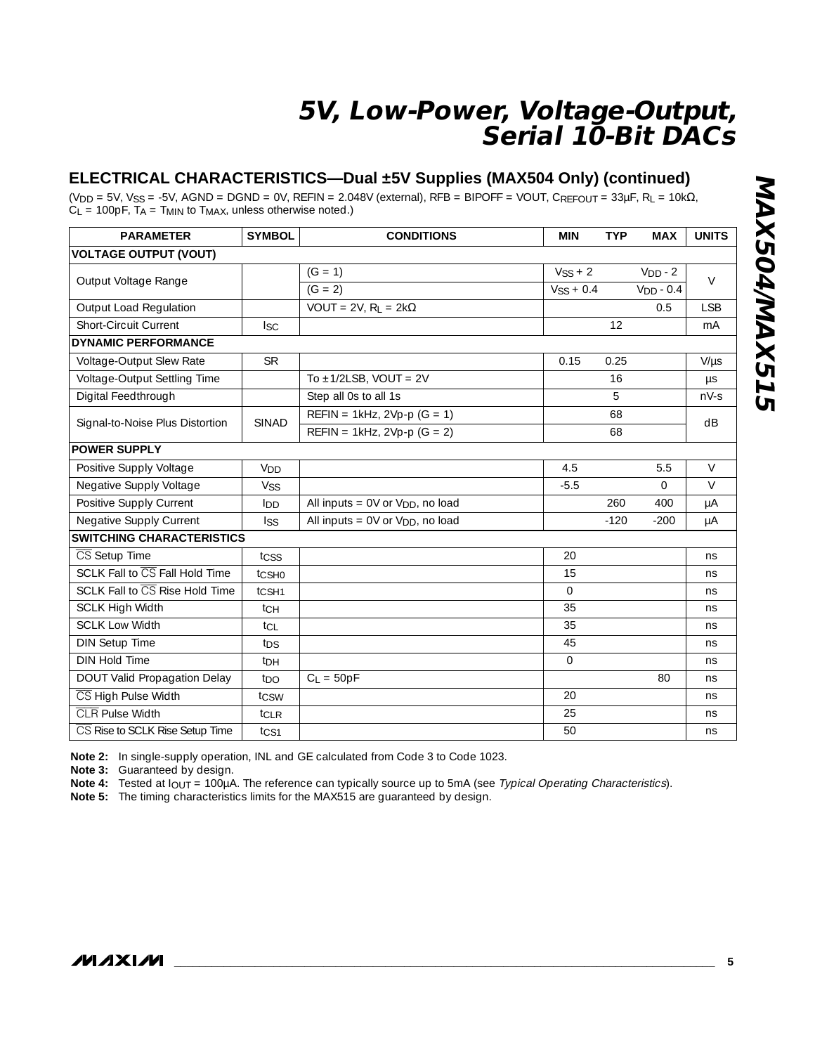## ELECTRICAL CHARACTERISTICS—Dual ±5V Supplies (MAX504 Only) (continued)

($V_{DD}$ = 5V, $V_{SS}$ = -5V, AGND = DGND = 0V, REFIN = 2.048V (external), RFB = BIPOFF = VOUT, $C_{REFOUT}$ = 33µF, $R_L$ = 10kΩ, $C_L$ = 100pF, $T_A$ = $T_{MIN}$ to $T_{MAX}$, unless otherwise noted.)

| PARAMETER | SYMBOL | CONDITIONS | MIN | TYP | MAX | UNITS |
|---|---|---|---|---|---|---|
| **VOLTAGE OUTPUT (VOUT)** | | | | | | |
| Output Voltage Range | | (G = 1) | $V_{SS}$ + 2 | | $V_{DD}$ - 2 | V |
| | | (G = 2) | $V_{SS}$ + 0.4 | | $V_{DD}$ - 0.4 | |
| Output Load Regulation | | VOUT = 2V, $R_L$ = 2kΩ | | | 0.5 | LSB |
| Short-Circuit Current | $I_{SC}$ | | | 12 | | mA |
| **DYNAMIC PERFORMANCE** | | | | | | |
| Voltage-Output Slew Rate | SR | | 0.15 | 0.25 | | V/µs |
| Voltage-Output Settling Time | | To ±1/2LSB, VOUT = 2V | | 16 | | µs |
| Digital Feedthrough | | Step all 0s to all 1s | | 5 | | nV-s |
| Signal-to-Noise Plus Distortion | SINAD | REFIN = 1kHz, 2Vp-p (G = 1) | | 68 | | dB |
| | | REFIN = 1kHz, 2Vp-p (G = 2) | | 68 | | |
| **POWER SUPPLY** | | | | | | |
| Positive Supply Voltage | $V_{DD}$ | | 4.5 | | 5.5 | V |
| Negative Supply Voltage | $V_{SS}$ | | -5.5 | | 0 | V |
| Positive Supply Current | $I_{DD}$ | All inputs = 0V or $V_{DD}$, no load | | 260 | 400 | µA |
| Negative Supply Current | $I_{SS}$ | All inputs = 0V or $V_{DD}$, no load | | -120 | -200 | µA |
| **SWITCHING CHARACTERISTICS** | | | | | | |
| $\overline{CS}$ Setup Time | $t_{CSS}$ | | 20 | | | ns |
| SCLK Fall to $\overline{CS}$ Fall Hold Time | $t_{CSH0}$ | | 15 | | | ns |
| SCLK Fall to $\overline{CS}$ Rise Hold Time | $t_{CSH1}$ | | 0 | | | ns |
| SCLK High Width | $t_{CH}$ | | 35 | | | ns |
| SCLK Low Width | $t_{CL}$ | | 35 | | | ns |
| DIN Setup Time | $t_{DS}$ | | 45 | | | ns |
| DIN Hold Time | $t_{DH}$ | | 0 | | | ns |
| DOUT Valid Propagation Delay | $t_{DO}$ | $C_L$ = 50pF | | | 80 | ns |
| $\overline{CS}$ High Pulse Width | $t_{CSW}$ | | 20 | | | ns |
| $\overline{CLR}$ Pulse Width | $t_{CLR}$ | | 25 | | | ns |
| $\overline{CS}$ Rise to SCLK Rise Setup Time | $t_{CS1}$ | | 50 | | | ns |

**Note 2:** In single-supply operation, INL and GE calculated from Code 3 to Code 1023.

**Note 3:** Guaranteed by design.

**Note 4:** Tested at $I_{OUT}$ = 100µA. The reference can typically source up to 5mA (see *Typical Operating Characteristics*).

**Note 5:** The timing characteristics limits for the MAX515 are guaranteed by design.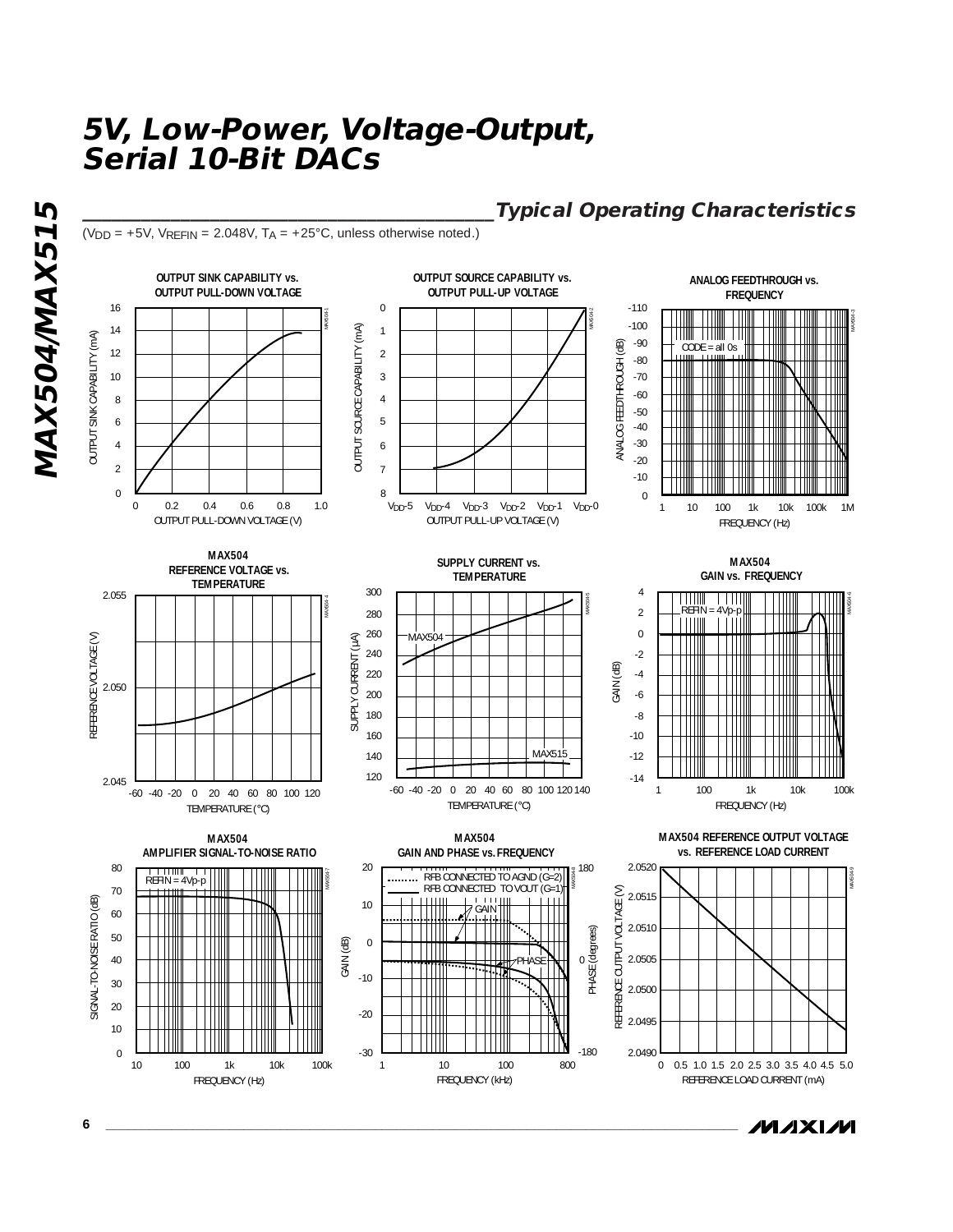## Typical Operating Characteristics

($V_{DD}$ = +5V, $V_{REFIN}$ = 2.048V, $T_A$ = +25°C, unless otherwise noted.)

**OUTPUT SINK CAPABILITY vs. OUTPUT PULL-DOWN VOLTAGE**

**OUTPUT SOURCE CAPABILITY vs. OUTPUT PULL-UP VOLTAGE**

**ANALOG FEEDTHROUGH vs. FREQUENCY**

**MAX504 REFERENCE VOLTAGE vs. TEMPERATURE**

**SUPPLY CURRENT vs. TEMPERATURE**

**MAX504 GAIN vs. FREQUENCY**

**MAX504 AMPLIFIER SIGNAL-TO-NOISE RATIO**

**MAX504 GAIN AND PHASE vs. FREQUENCY**

**MAX504 REFERENCE OUTPUT VOLTAGE vs. REFERENCE LOAD CURRENT**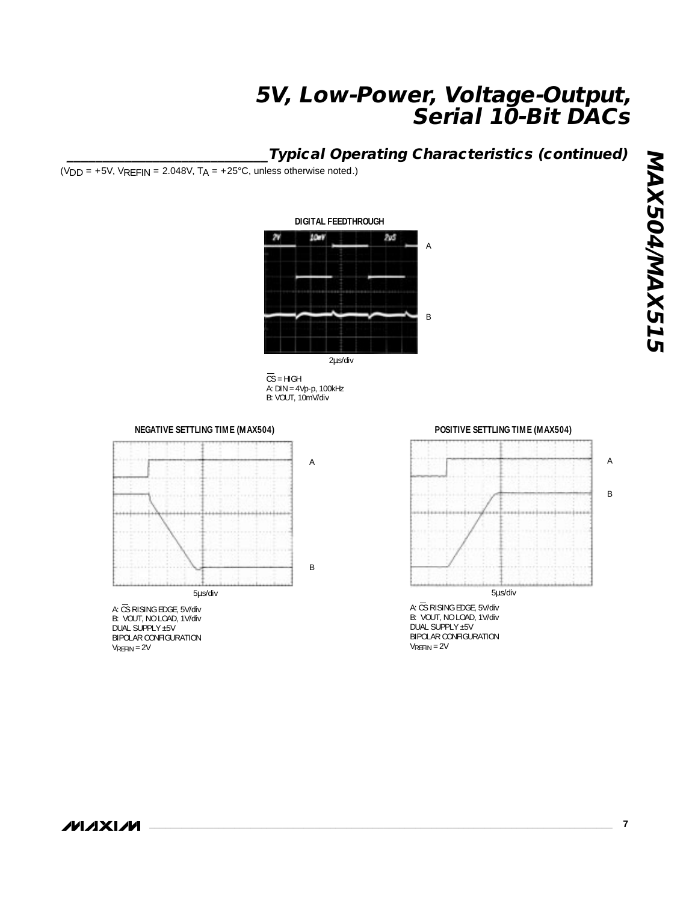## Typical Operating Characteristics (continued)

($V_{DD}$ = +5V, $V_{REFIN}$ = 2.048V, $T_A$ = +25°C, unless otherwise noted.)

**DIGITAL FEEDTHROUGH**

2µs/div

$\overline{CS}$ = HIGH
A: DIN = 4Vp-p, 100kHz
B: VOUT, 10mV/div

**NEGATIVE SETTLING TIME (MAX504)**

5µs/div

A: $\overline{CS}$ RISING EDGE, 5V/div
B: VOUT, NO LOAD, 1V/div
DUAL SUPPLY ±5V
BIPOLAR CONFIGURATION
$V_{REFIN}$ = 2V

**POSITIVE SETTLING TIME (MAX504)**

5µs/div

A: $\overline{CS}$ RISING EDGE, 5V/div
B: VOUT, NO LOAD, 1V/div
DUAL SUPPLY ±5V
BIPOLAR CONFIGURATION
$V_{REFIN}$ = 2V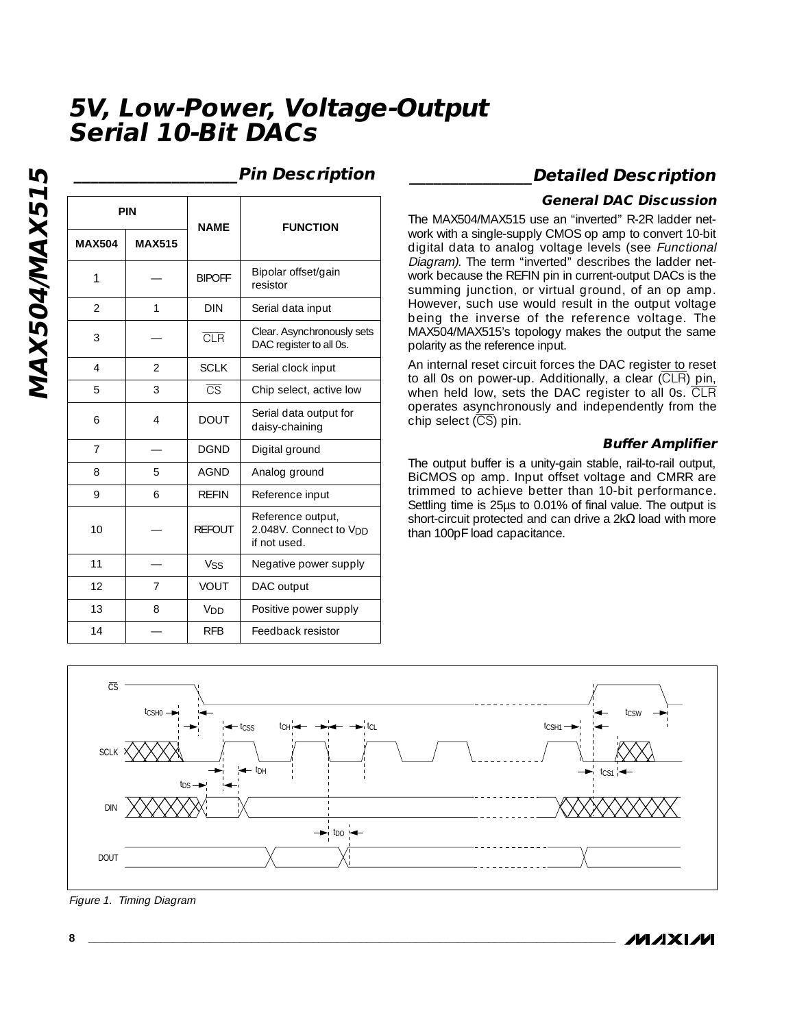# 5V, Low-Power, Voltage-Output Serial 10-Bit DACs

## Pin Description

| PIN | | NAME | FUNCTION |
|---|---|---|---|
| MAX504 | MAX515 | | |
| 1 | — | BIPOFF | Bipolar offset/gain resistor |
| 2 | 1 | DIN | Serial data input |
| 3 | — | $\overline{CLR}$ | Clear. Asynchronously sets DAC register to all 0s. |
| 4 | 2 | SCLK | Serial clock input |
| 5 | 3 | $\overline{CS}$ | Chip select, active low |
| 6 | 4 | DOUT | Serial data output for daisy-chaining |
| 7 | — | DGND | Digital ground |
| 8 | 5 | AGND | Analog ground |
| 9 | 6 | REFIN | Reference input |
| 10 | — | REFOUT | Reference output, 2.048V. Connect to $V_{DD}$ if not used. |
| 11 | — | $V_{SS}$ | Negative power supply |
| 12 | 7 | VOUT | DAC output |
| 13 | 8 | $V_{DD}$ | Positive power supply |
| 14 | — | RFB | Feedback resistor |

## Detailed Description

### General DAC Discussion

The MAX504/MAX515 use an "inverted" R-2R ladder network with a single-supply CMOS op amp to convert 10-bit digital data to analog voltage levels (see *Functional Diagram).* The term "inverted" describes the ladder network because the REFIN pin in current-output DACs is the summing junction, or virtual ground, of an op amp. However, such use would result in the output voltage being the inverse of the reference voltage. The MAX504/MAX515's topology makes the output the same polarity as the reference input.

An internal reset circuit forces the DAC register to reset to all 0s on power-up. Additionally, a clear ($\overline{CLR}$) pin, when held low, sets the DAC register to all 0s. $\overline{CLR}$ operates asynchronously and independently from the chip select ($\overline{CS}$) pin.

### Buffer Amplifier

The output buffer is a unity-gain stable, rail-to-rail output, BiCMOS op amp. Input offset voltage and CMRR are trimmed to achieve better than 10-bit performance. Settling time is 25µs to 0.01% of final value. The output is short-circuit protected and can drive a 2kΩ load with more than 100pF load capacitance.

*Figure 1. Timing Diagram*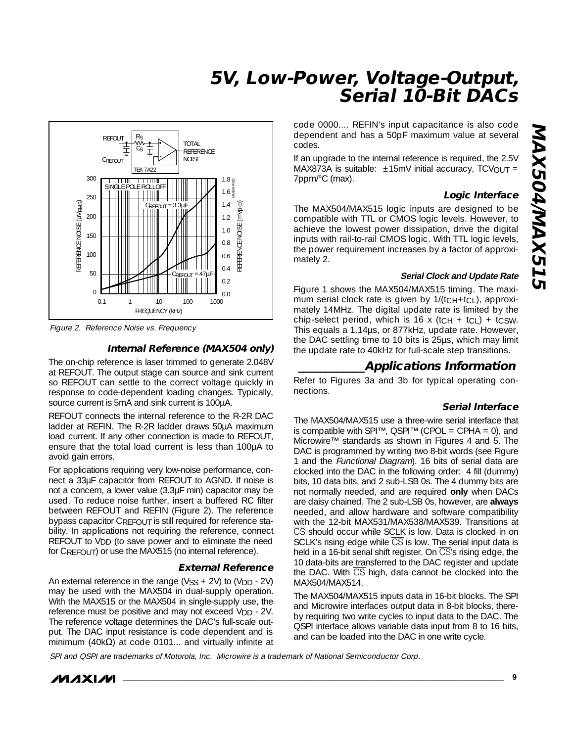Figure 2. Reference Noise vs. Frequency

### Internal Reference (MAX504 only)

The on-chip reference is laser trimmed to generate 2.048V at REFOUT. The output stage can source and sink current so REFOUT can settle to the correct voltage quickly in response to code-dependent loading changes. Typically, source current is 5mA and sink current is 100µA.

REFOUT connects the internal reference to the R-2R DAC ladder at REFIN. The R-2R ladder draws 50µA maximum load current. If any other connection is made to REFOUT, ensure that the total load current is less than 100µA to avoid gain errors.

For applications requiring very low-noise performance, connect a 33µF capacitor from REFOUT to AGND. If noise is not a concern, a lower value (3.3µF min) capacitor may be used. To reduce noise further, insert a buffered RC filter between REFOUT and REFIN (Figure 2). The reference bypass capacitor $C_{REFOUT}$ is still required for reference stability. In applications not requiring the reference, connect REFOUT to $V_{DD}$ (to save power and to eliminate the need for $C_{REFOUT}$) or use the MAX515 (no internal reference).

### External Reference

An external reference in the range ($V_{SS}$ + 2V) to ($V_{DD}$ - 2V) may be used with the MAX504 in dual-supply operation. With the MAX515 or the MAX504 in single-supply use, the reference must be positive and may not exceed $V_{DD}$ - 2V. The reference voltage determines the DAC's full-scale output. The DAC input resistance is code dependent and is minimum (40kΩ) at code 0101... and virtually infinite at code 0000.... REFIN's input capacitance is also code dependent and has a 50pF maximum value at several codes.

If an upgrade to the internal reference is required, the 2.5V MAX873A is suitable: ±15mV initial accuracy, $TCV_{OUT}$ = 7ppm/°C (max).

### Logic Interface

The MAX504/MAX515 logic inputs are designed to be compatible with TTL or CMOS logic levels. However, to achieve the lowest power dissipation, drive the digital inputs with rail-to-rail CMOS logic. With TTL logic levels, the power requirement increases by a factor of approximately 2.

#### Serial Clock and Update Rate

Figure 1 shows the MAX504/MAX515 timing. The maximum serial clock rate is given by $1/(t_{CH}+t_{CL})$, approximately 14MHz. The digital update rate is limited by the chip-select period, which is 16 x ($t_{CH}$ + $t_{CL}$) + $t_{CSW}$. This equals a 1.14µs, or 877kHz, update rate. However, the DAC settling time to 10 bits is 25µs, which may limit the update rate to 40kHz for full-scale step transitions.

## Applications Information

Refer to Figures 3a and 3b for typical operating connections.

### Serial Interface

The MAX504/MAX515 use a three-wire serial interface that is compatible with SPI™, QSPI™ (CPOL = CPHA = 0), and Microwire™ standards as shown in Figures 4 and 5. The DAC is programmed by writing two 8-bit words (see Figure 1 and the *Functional Diagram*). 16 bits of serial data are clocked into the DAC in the following order: 4 fill (dummy) bits, 10 data bits, and 2 sub-LSB 0s. The 4 dummy bits are not normally needed, and are required **only** when DACs are daisy chained. The 2 sub-LSB 0s, however, are **always** needed, and allow hardware and software compatibility with the 12-bit MAX531/MAX538/MAX539. Transitions at $\overline{CS}$ should occur while SCLK is low. Data is clocked in on SCLK's rising edge while $\overline{CS}$ is low. The serial input data is held in a 16-bit serial shift register. On $\overline{CS}$'s rising edge, the 10 data-bits are transferred to the DAC register and update the DAC. With $\overline{CS}$ high, data cannot be clocked into the MAX504/MAX514.

The MAX504/MAX515 inputs data in 16-bit blocks. The SPI and Microwire interfaces output data in 8-bit blocks, thereby requiring two write cycles to input data to the DAC. The QSPI interface allows variable data input from 8 to 16 bits, and can be loaded into the DAC in one write cycle.

SPI and QSPI are trademarks of Motorola, Inc. Microwire is a trademark of National Semiconductor Corp.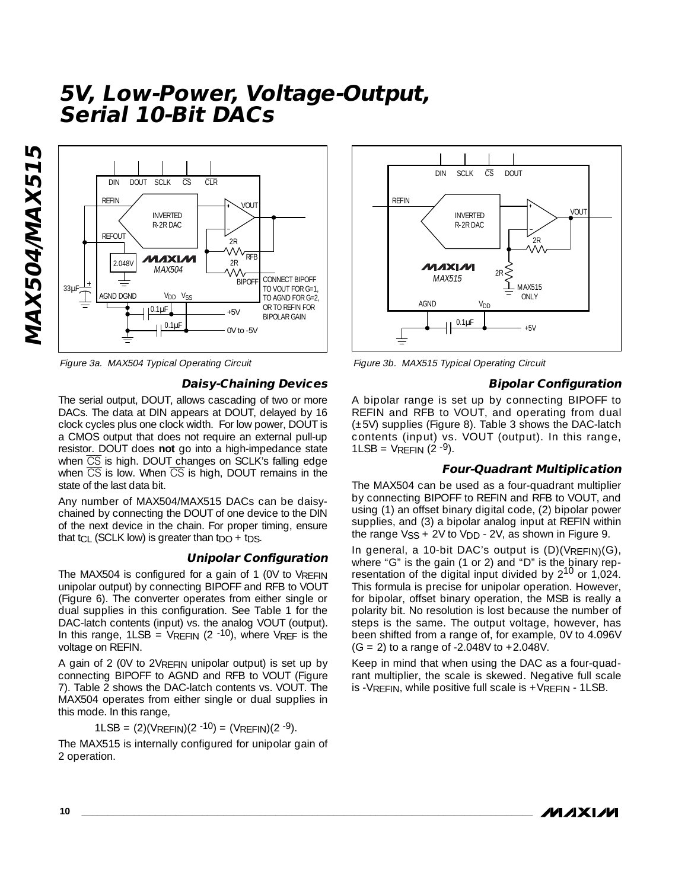Figure 3a. MAX504 Typical Operating Circuit

Figure 3b. MAX515 Typical Operating Circuit

### Daisy-Chaining Devices

The serial output, DOUT, allows cascading of two or more DACs. The data at DIN appears at DOUT, delayed by 16 clock cycles plus one clock width. For low power, DOUT is a CMOS output that does not require an external pull-up resistor. DOUT does **not** go into a high-impedance state when $\overline{CS}$ is high. DOUT changes on SCLK's falling edge when $\overline{CS}$ is low. When $\overline{CS}$ is high, DOUT remains in the state of the last data bit.

Any number of MAX504/MAX515 DACs can be daisy-chained by connecting the DOUT of one device to the DIN of the next device in the chain. For proper timing, ensure that $t_{CL}$ (SCLK low) is greater than $t_{DO}$ + $t_{DS}$.

### Unipolar Configuration

The MAX504 is configured for a gain of 1 (0V to $V_{REFIN}$ unipolar output) by connecting BIPOFF and RFB to VOUT (Figure 6). The converter operates from either single or dual supplies in this configuration. See Table 1 for the DAC-latch contents (input) vs. the analog VOUT (output). In this range, 1LSB = $V_{REFIN}$ ($2^{-10}$), where $V_{REF}$ is the voltage on REFIN.

A gain of 2 (0V to 2$V_{REFIN}$ unipolar output) is set up by connecting BIPOFF to AGND and RFB to VOUT (Figure 7). Table 2 shows the DAC-latch contents vs. VOUT. The MAX504 operates from either single or dual supplies in this mode. In this range,

$$1LSB = (2)(V_{REFIN})(2^{-10}) = (V_{REFIN})(2^{-9}).$$

The MAX515 is internally configured for unipolar gain of 2 operation.

### Bipolar Configuration

A bipolar range is set up by connecting BIPOFF to REFIN and RFB to VOUT, and operating from dual (±5V) supplies (Figure 8). Table 3 shows the DAC-latch contents (input) vs. VOUT (output). In this range, 1LSB = $V_{REFIN}$ ($2^{-9}$).

### Four-Quadrant Multiplication

The MAX504 can be used as a four-quadrant multiplier by connecting BIPOFF to REFIN and RFB to VOUT, and using (1) an offset binary digital code, (2) bipolar power supplies, and (3) a bipolar analog input at REFIN within the range $V_{SS}$ + 2V to $V_{DD}$ - 2V, as shown in Figure 9.

In general, a 10-bit DAC's output is (D)($V_{REFIN}$)(G), where "G" is the gain (1 or 2) and "D" is the binary representation of the digital input divided by $2^{10}$ or 1,024. This formula is precise for unipolar operation. However, for bipolar, offset binary operation, the MSB is really a polarity bit. No resolution is lost because the number of steps is the same. The output voltage, however, has been shifted from a range of, for example, 0V to 4.096V (G = 2) to a range of -2.048V to +2.048V.

Keep in mind that when using the DAC as a four-quadrant multiplier, the scale is skewed. Negative full scale is -$V_{REFIN}$, while positive full scale is +$V_{REFIN}$ - 1LSB.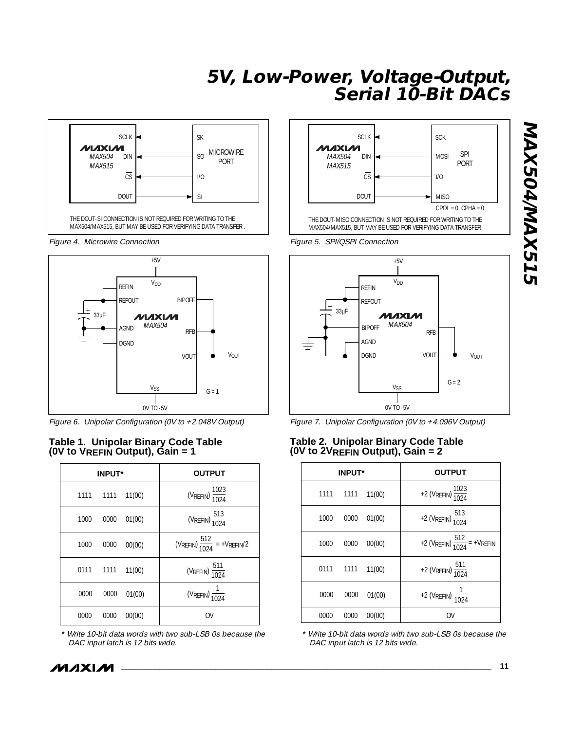THE DOUT-SI CONNECTION IS NOT REQUIRED FOR WRITING TO THE MAX504/MAX515, BUT MAY BE USED FOR VERIFYING DATA TRANSFER.

*Figure 4. Microwire Connection*

CPOL = 0, CPHA = 0

THE DOUT-MISO CONNECTION IS NOT REQUIRED FOR WRITING TO THE MAX504/MAX515, BUT MAY BE USED FOR VERIFYING DATA TRANSFER.

*Figure 5. SPI/QSPI Connection*

*Figure 6. Unipolar Configuration (0V to +2.048V Output)*

*Figure 7. Unipolar Configuration (0V to +4.096V Output)*

### Table 1. Unipolar Binary Code Table (0V to $V_{REFIN}$ Output), Gain = 1

| INPUT* | | | OUTPUT |
|---|---|---|---|
| 1111 | 1111 | 11(00) | $(V_{REFIN}) \frac{1023}{1024}$ |
| 1000 | 0000 | 01(00) | $(V_{REFIN}) \frac{513}{1024}$ |
| 1000 | 0000 | 00(00) | $(V_{REFIN}) \frac{512}{1024} = +V_{REFIN}/2$ |
| 0111 | 1111 | 11(00) | $(V_{REFIN}) \frac{511}{1024}$ |
| 0000 | 0000 | 01(00) | $(V_{REFIN}) \frac{1}{1024}$ |
| 0000 | 0000 | 00(00) | 0V |

\* Write 10-bit data words with two sub-LSB 0s because the DAC input latch is 12 bits wide.

### Table 2. Unipolar Binary Code Table (0V to $2V_{REFIN}$ Output), Gain = 2

| INPUT* | | | OUTPUT |
|---|---|---|---|
| 1111 | 1111 | 11(00) | $+2\ (V_{REFIN}) \frac{1023}{1024}$ |
| 1000 | 0000 | 01(00) | $+2\ (V_{REFIN}) \frac{513}{1024}$ |
| 1000 | 0000 | 00(00) | $+2\ (V_{REFIN}) \frac{512}{1024} = +V_{REFIN}$ |
| 0111 | 1111 | 11(00) | $+2\ (V_{REFIN}) \frac{511}{1024}$ |
| 0000 | 0000 | 01(00) | $+2\ (V_{REFIN}) \frac{1}{1024}$ |
| 0000 | 0000 | 00(00) | 0V |

\* Write 10-bit data words with two sub-LSB 0s because the DAC input latch is 12 bits wide.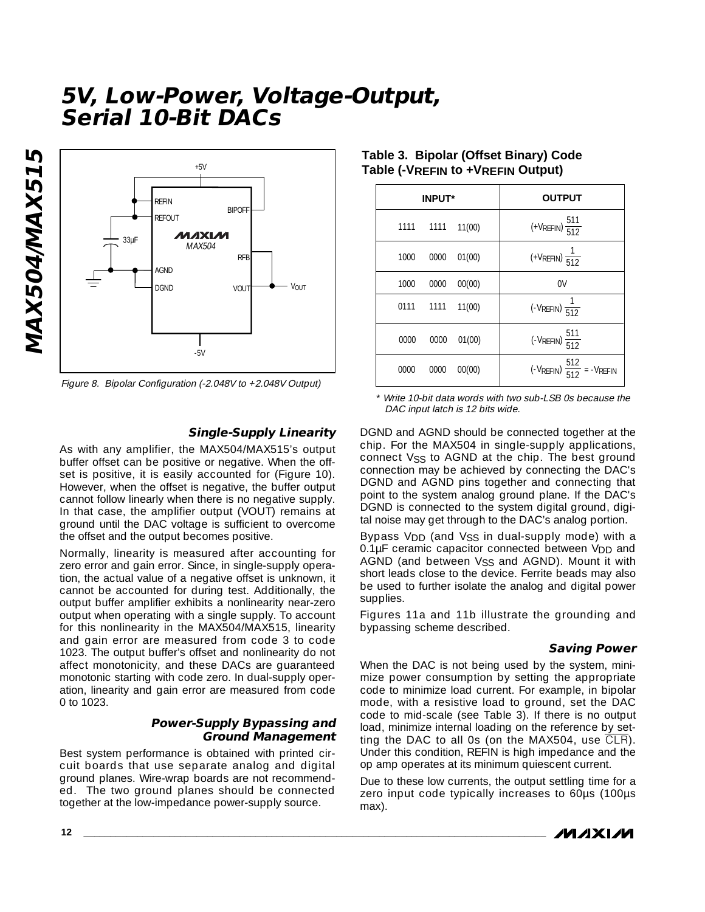Figure 8. Bipolar Configuration (-2.048V to +2.048V Output)

**Table 3. Bipolar (Offset Binary) Code Table ($-V_{REFIN}$ to $+V_{REFIN}$ Output)**

| INPUT* | OUTPUT |
|---|---|
| 1111 1111 11(00) | $(+V_{REFIN}) \frac{511}{512}$ |
| 1000 0000 01(00) | $(+V_{REFIN}) \frac{1}{512}$ |
| 1000 0000 00(00) | 0V |
| 0111 1111 11(00) | $(-V_{REFIN}) \frac{1}{512}$ |
| 0000 0000 01(00) | $(-V_{REFIN}) \frac{511}{512}$ |
| 0000 0000 00(00) | $(-V_{REFIN}) \frac{512}{512} = -V_{REFIN}$ |

\* Write 10-bit data words with two sub-LSB 0s because the DAC input latch is 12 bits wide.

### Single-Supply Linearity

As with any amplifier, the MAX504/MAX515's output buffer offset can be positive or negative. When the offset is positive, it is easily accounted for (Figure 10). However, when the offset is negative, the buffer output cannot follow linearly when there is no negative supply. In that case, the amplifier output (VOUT) remains at ground until the DAC voltage is sufficient to overcome the offset and the output becomes positive.

Normally, linearity is measured after accounting for zero error and gain error. Since, in single-supply operation, the actual value of a negative offset is unknown, it cannot be accounted for during test. Additionally, the output buffer amplifier exhibits a nonlinearity near-zero output when operating with a single supply. To account for this nonlinearity in the MAX504/MAX515, linearity and gain error are measured from code 3 to code 1023. The output buffer's offset and nonlinearity do not affect monotonicity, and these DACs are guaranteed monotonic starting with code zero. In dual-supply operation, linearity and gain error are measured from code 0 to 1023.

### Power-Supply Bypassing and Ground Management

Best system performance is obtained with printed circuit boards that use separate analog and digital ground planes. Wire-wrap boards are not recommended. The two ground planes should be connected together at the low-impedance power-supply source.

DGND and AGND should be connected together at the chip. For the MAX504 in single-supply applications, connect $V_{SS}$ to AGND at the chip. The best ground connection may be achieved by connecting the DAC's DGND and AGND pins together and connecting that point to the system analog ground plane. If the DAC's DGND is connected to the system digital ground, digital noise may get through to the DAC's analog portion.

Bypass $V_{DD}$ (and $V_{SS}$ in dual-supply mode) with a 0.1µF ceramic capacitor connected between $V_{DD}$ and AGND (and between $V_{SS}$ and AGND). Mount it with short leads close to the device. Ferrite beads may also be used to further isolate the analog and digital power supplies.

Figures 11a and 11b illustrate the grounding and bypassing scheme described.

### Saving Power

When the DAC is not being used by the system, minimize power consumption by setting the appropriate code to minimize load current. For example, in bipolar mode, with a resistive load to ground, set the DAC code to mid-scale (see Table 3). If there is no output load, minimize internal loading on the reference by setting the DAC to all 0s (on the MAX504, use $\overline{CLR}$). Under this condition, REFIN is high impedance and the op amp operates at its minimum quiescent current.

Due to these low currents, the output settling time for a zero input code typically increases to 60µs (100µs max).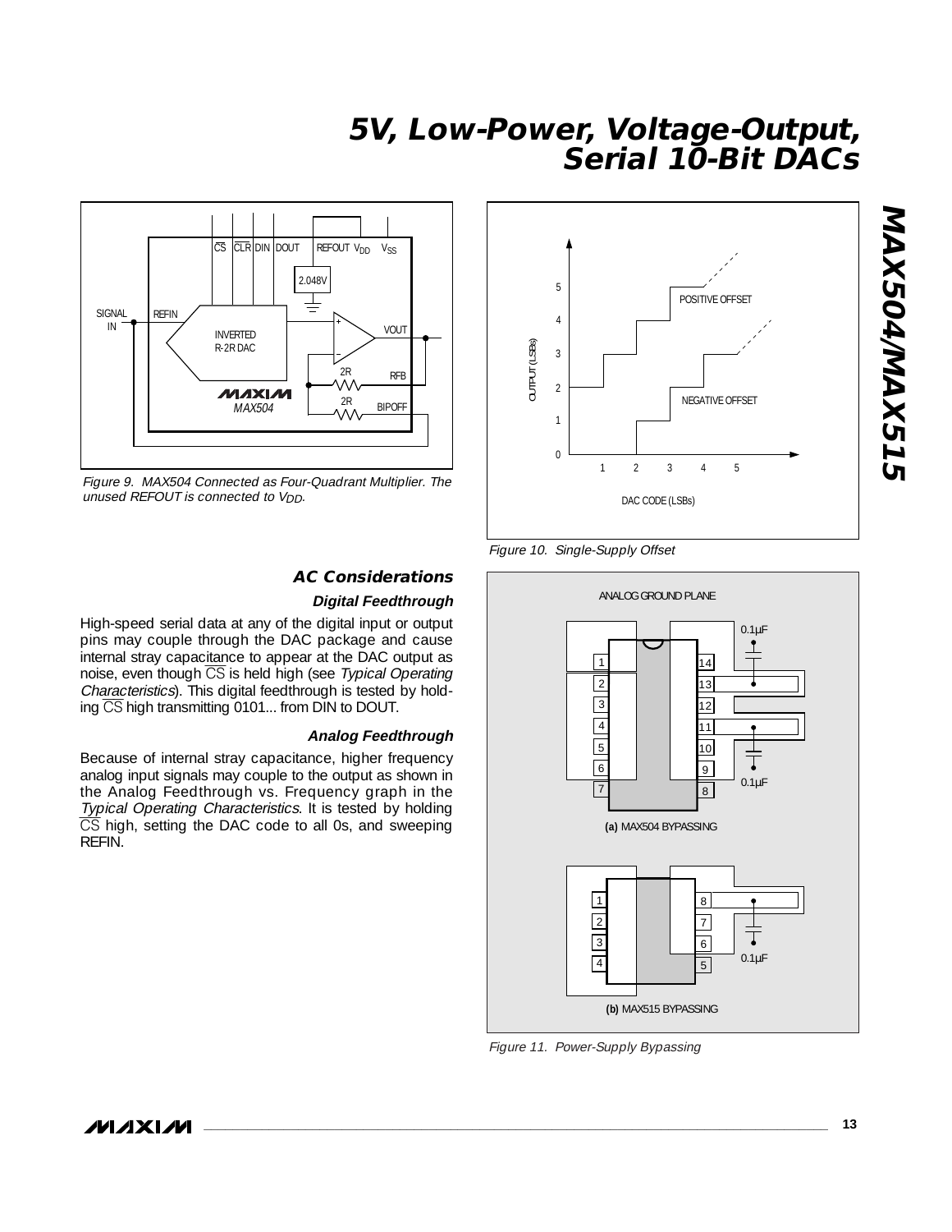Figure 9. MAX504 Connected as Four-Quadrant Multiplier. The unused REFOUT is connected to $V_{DD}$.

Figure 10. Single-Supply Offset

## AC Considerations

### Digital Feedthrough

High-speed serial data at any of the digital input or output pins may couple through the DAC package and cause internal stray capacitance to appear at the DAC output as noise, even though $\overline{CS}$ is held high (see *Typical Operating Characteristics*). This digital feedthrough is tested by holding $\overline{CS}$ high transmitting 0101... from DIN to DOUT.

### Analog Feedthrough

Because of internal stray capacitance, higher frequency analog input signals may couple to the output as shown in the Analog Feedthrough vs. Frequency graph in the *Typical Operating Characteristics*. It is tested by holding $\overline{CS}$ high, setting the DAC code to all 0s, and sweeping REFIN.

Figure 11. Power-Supply Bypassing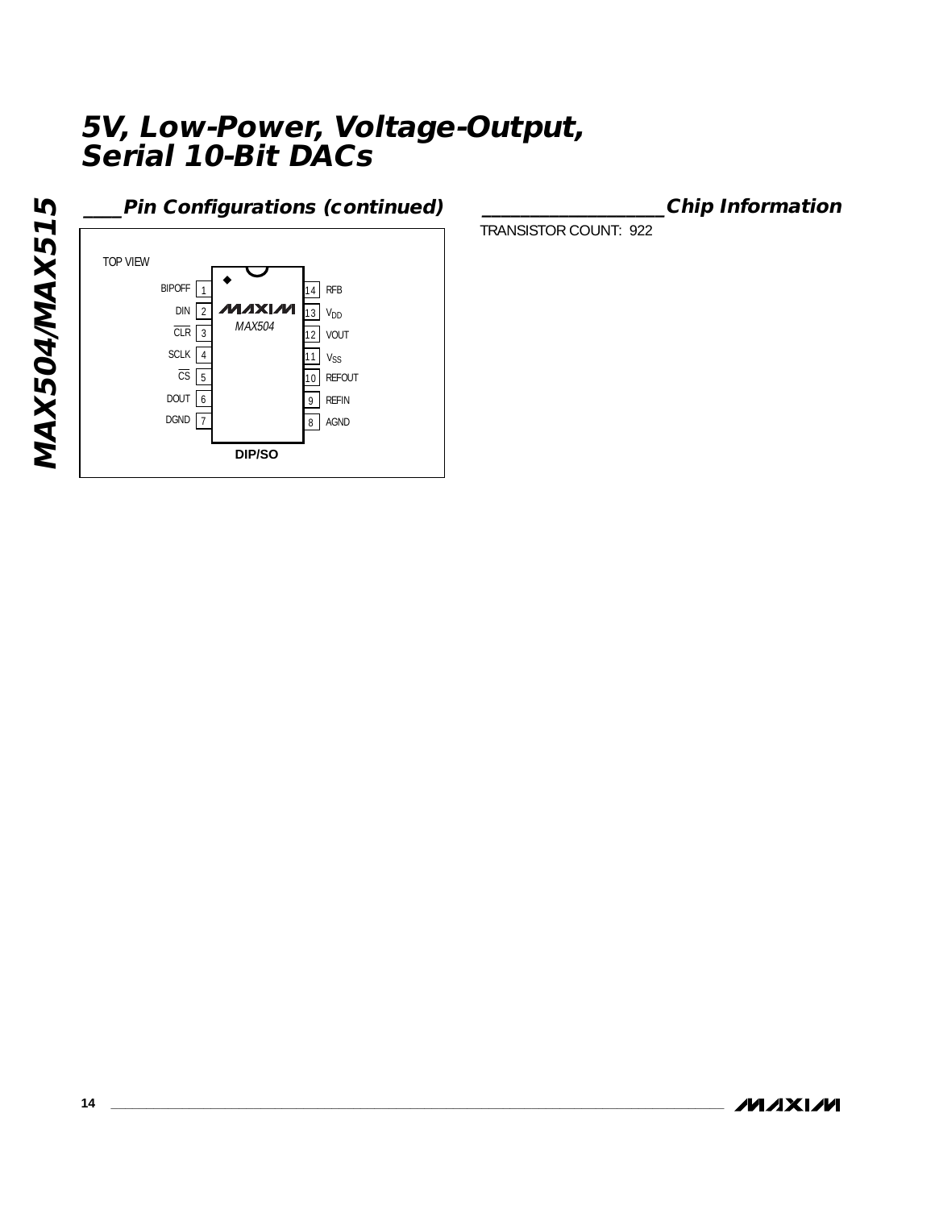## Pin Configurations (continued)

TOP VIEW

MAX504 — DIP/SO

| Pin | Name | Pin | Name |
|---|---|---|---|
| 1 | BIPOFF | 14 | RFB |
| 2 | DIN | 13 | $V_{DD}$ |
| 3 | $\overline{CLR}$ | 12 | VOUT |
| 4 | SCLK | 11 | $V_{SS}$ |
| 5 | $\overline{CS}$ | 10 | REFOUT |
| 6 | DOUT | 9 | REFIN |
| 7 | DGND | 8 | AGND |

## Chip Information

TRANSISTOR COUNT: 922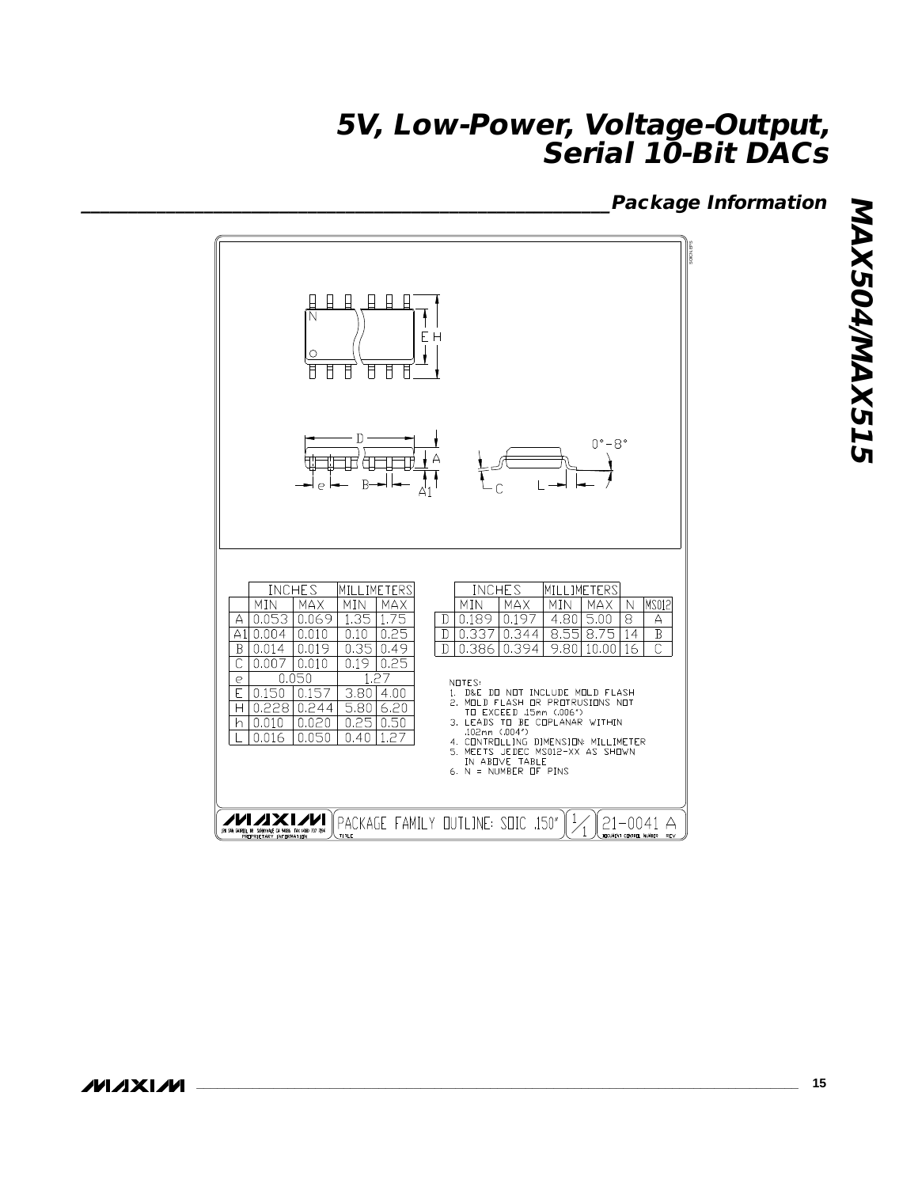## Package Information

| | INCHES | | MILLIMETERS | |
|---|---|---|---|---|
| | MIN | MAX | MIN | MAX |
| A | 0.053 | 0.069 | 1.35 | 1.75 |
| A1 | 0.004 | 0.010 | 0.10 | 0.25 |
| B | 0.014 | 0.019 | 0.35 | 0.49 |
| C | 0.007 | 0.010 | 0.19 | 0.25 |
| e | 0.050 | | 1.27 | |
| E | 0.150 | 0.157 | 3.80 | 4.00 |
| H | 0.228 | 0.244 | 5.80 | 6.20 |
| h | 0.010 | 0.020 | 0.25 | 0.50 |
| L | 0.016 | 0.050 | 0.40 | 1.27 |

| | INCHES | | MILLIMETERS | | | |
|---|---|---|---|---|---|---|
| | MIN | MAX | MIN | MAX | N | MS012 |
| D | 0.189 | 0.197 | 4.80 | 5.00 | 8 | A |
| D | 0.337 | 0.344 | 8.55 | 8.75 | 14 | B |
| D | 0.386 | 0.394 | 9.80 | 10.00 | 16 | C |

NOTES:
1. D&E DO NOT INCLUDE MOLD FLASH
2. MOLD FLASH OR PROTRUSIONS NOT TO EXCEED .15mm (.006")
3. LEADS TO BE COPLANAR WITHIN .102mm (.004")
4. CONTROLLING DIMENSION: MILLIMETER
5. MEETS JEDEC MS012-XX AS SHOWN IN ABOVE TABLE
6. N = NUMBER OF PINS

PACKAGE FAMILY OUTLINE: SOIC .150" — 1/1 — 21-0041 A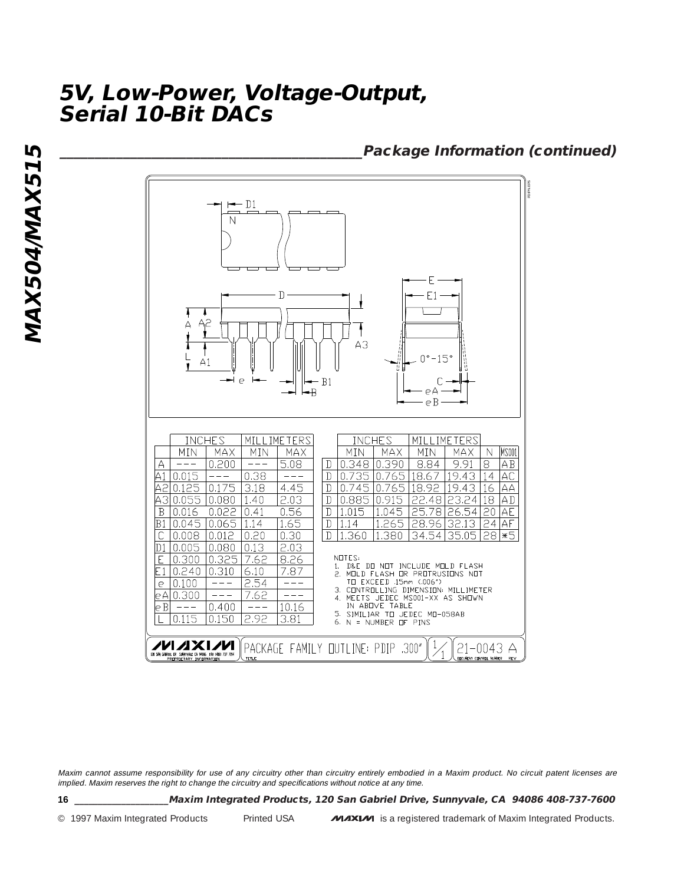## Package Information (continued)

| | INCHES | | MILLIMETERS | |
|---|---|---|---|---|
| | MIN | MAX | MIN | MAX |
| A | --- | 0.200 | --- | 5.08 |
| A1 | 0.015 | --- | 0.38 | --- |
| A2 | 0.125 | 0.175 | 3.18 | 4.45 |
| A3 | 0.055 | 0.080 | 1.40 | 2.03 |
| B | 0.016 | 0.022 | 0.41 | 0.56 |
| B1 | 0.045 | 0.065 | 1.14 | 1.65 |
| C | 0.008 | 0.012 | 0.20 | 0.30 |
| D1 | 0.005 | 0.080 | 0.13 | 2.03 |
| E | 0.300 | 0.325 | 7.62 | 8.26 |
| E1 | 0.240 | 0.310 | 6.10 | 7.87 |
| e | 0.100 | --- | 2.54 | --- |
| eA | 0.300 | --- | 7.62 | --- |
| eB | --- | 0.400 | --- | 10.16 |
| L | 0.115 | 0.150 | 2.92 | 3.81 |

| | INCHES | | MILLIMETERS | | | |
|---|---|---|---|---|---|---|
| | MIN | MAX | MIN | MAX | N | MS001 |
| D | 0.348 | 0.390 | 8.84 | 9.91 | 8 | AB |
| D | 0.735 | 0.765 | 18.67 | 19.43 | 14 | AC |
| D | 0.745 | 0.765 | 18.92 | 19.43 | 16 | AA |
| D | 0.885 | 0.915 | 22.48 | 23.24 | 18 | AD |
| D | 1.015 | 1.045 | 25.78 | 26.54 | 20 | AE |
| D | 1.14 | 1.265 | 28.96 | 32.13 | 24 | AF |
| D | 1.360 | 1.380 | 34.54 | 35.05 | 28 | *5 |

NOTES:
1. D&E DO NOT INCLUDE MOLD FLASH
2. MOLD FLASH OR PROTRUSIONS NOT TO EXCEED .15mm (.006")
3. CONTROLLING DIMENSION: MILLIMETER
4. MEETS JEDEC MS001-XX AS SHOWN IN ABOVE TABLE
5. SIMILAR TO JEDEC MO-058AB
6. N = NUMBER OF PINS

PACKAGE FAMILY OUTLINE: PDIP .300" — 21-0043 A

*Maxim cannot assume responsibility for use of any circuitry other than circuitry entirely embodied in a Maxim product. No circuit patent licenses are implied. Maxim reserves the right to change the circuitry and specifications without notice at any time.*

**Maxim Integrated Products, 120 San Gabriel Drive, Sunnyvale, CA 94086 408-737-7600**

© 1997 Maxim Integrated Products Printed USA MAXIM is a registered trademark of Maxim Integrated Products.